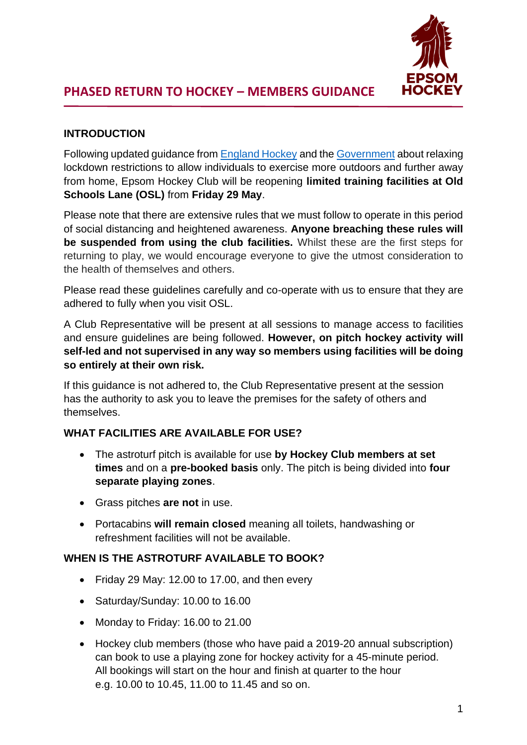# PHASED RETURN TO HOCKEY – MEMBERS GUIDANCE

EPSOM HOCKEY

## INTRODUCTION

Following updated guidance from England Hockey and the Government about relaxing lockdown restrictions to allow individuals to exercise more outdoors and further away from home, Epsom Hockey Club will be reopening **limited training facilities at Old Schools Lane (OSL)** from **Friday 29 May**.

Please note that there are extensive rules that we must follow to operate in this period of social distancing and heightened awareness. **Anyone breaching these rules will be suspended from using the club facilities.** Whilst these are the first steps for returning to play, we would encourage everyone to give the utmost consideration to the health of themselves and others.

Please read these guidelines carefully and co-operate with us to ensure that they are adhered to fully when you visit OSL.

A Club Representative will be present at all sessions to manage access to facilities and ensure guidelines are being followed. **However, on pitch hockey activity will self-led and not supervised in any way so members using facilities will be doing so entirely at their own risk.**

If this guidance is not adhered to, the Club Representative present at the session has the authority to ask you to leave the premises for the safety of others and themselves.

## WHAT FACILITIES ARE AVAILABLE FOR USE?

- The astroturf pitch is available for use **by Hockey Club members at set times** and on a **pre-booked basis** only. The pitch is being divided into **four separate playing zones**.
- Grass pitches **are not** in use.
- Portacabins **will remain closed** meaning all toilets, handwashing or refreshment facilities will not be available.

## WHEN IS THE ASTROTURF AVAILABLE TO BOOK?

- Friday 29 May: 12.00 to 17.00, and then every
- Saturday/Sunday: 10.00 to 16.00
- Monday to Friday: 16.00 to 21.00
- Hockey club members (those who have paid a 2019-20 annual subscription) can book to use a playing zone for hockey activity for a 45-minute period. All bookings will start on the hour and finish at quarter to the hour e.g. 10.00 to 10.45, 11.00 to 11.45 and so on.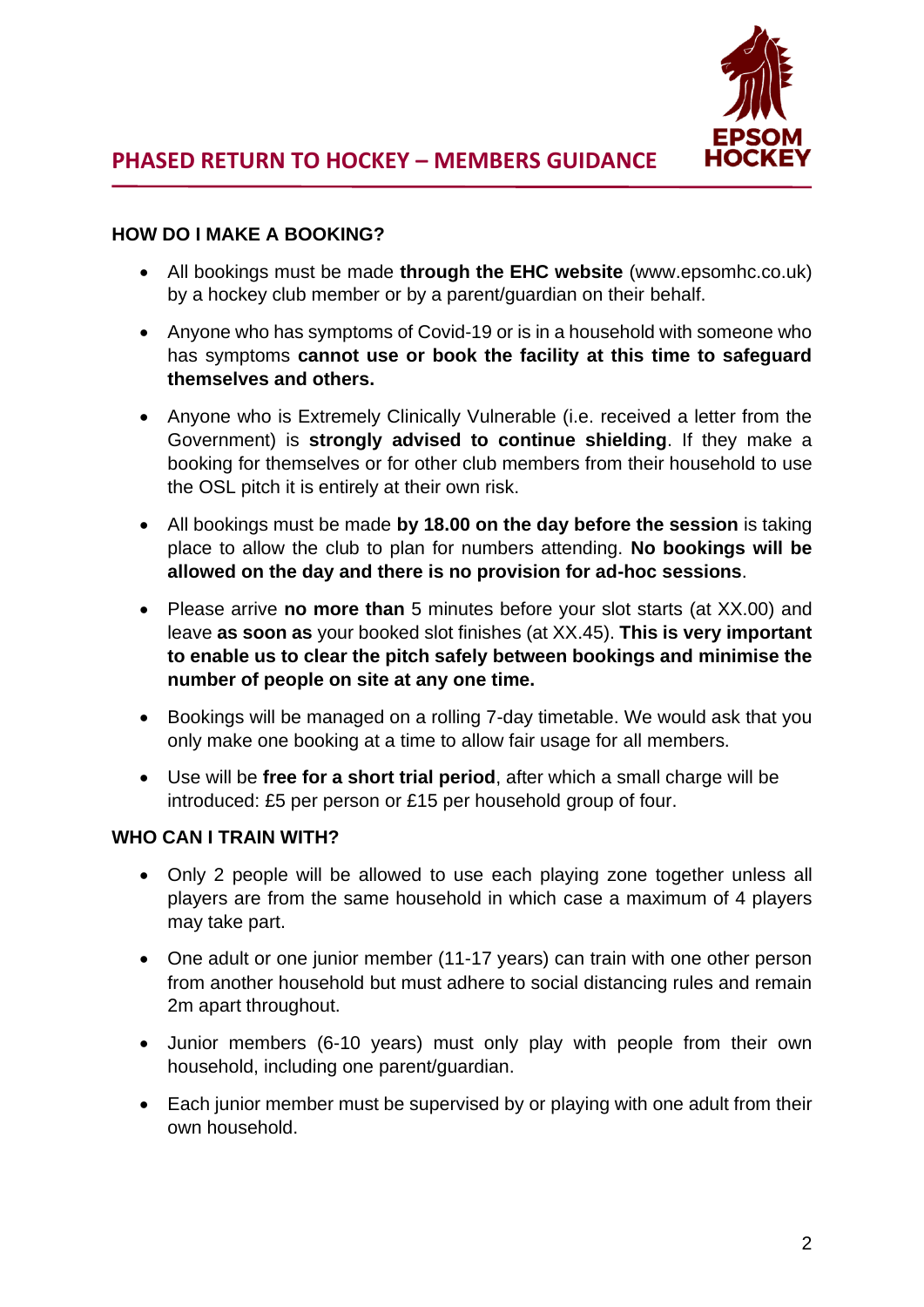# PHASED RETURN TO HOCKEY – MEMBERS GUIDANCE

## HOW DO I MAKE A BOOKING?

- All bookings must be made **through the EHC website** (www.epsomhc.co.uk) by a hockey club member or by a parent/guardian on their behalf.
- Anyone who has symptoms of Covid-19 or is in a household with someone who has symptoms **cannot use or book the facility at this time to safeguard themselves and others.**
- Anyone who is Extremely Clinically Vulnerable (i.e. received a letter from the Government) is **strongly advised to continue shielding**. If they make a booking for themselves or for other club members from their household to use the OSL pitch it is entirely at their own risk.
- All bookings must be made **by 18.00 on the day before the session** is taking place to allow the club to plan for numbers attending. **No bookings will be allowed on the day and there is no provision for ad-hoc sessions**.
- Please arrive **no more than** 5 minutes before your slot starts (at XX.00) and leave **as soon as** your booked slot finishes (at XX.45). **This is very important to enable us to clear the pitch safely between bookings and minimise the number of people on site at any one time.**
- Bookings will be managed on a rolling 7-day timetable. We would ask that you only make one booking at a time to allow fair usage for all members.
- Use will be **free for a short trial period**, after which a small charge will be introduced: £5 per person or £15 per household group of four.

## WHO CAN I TRAIN WITH?

- Only 2 people will be allowed to use each playing zone together unless all players are from the same household in which case a maximum of 4 players may take part.
- One adult or one junior member (11-17 years) can train with one other person from another household but must adhere to social distancing rules and remain 2m apart throughout.
- Junior members (6-10 years) must only play with people from their own household, including one parent/guardian.
- Each junior member must be supervised by or playing with one adult from their own household.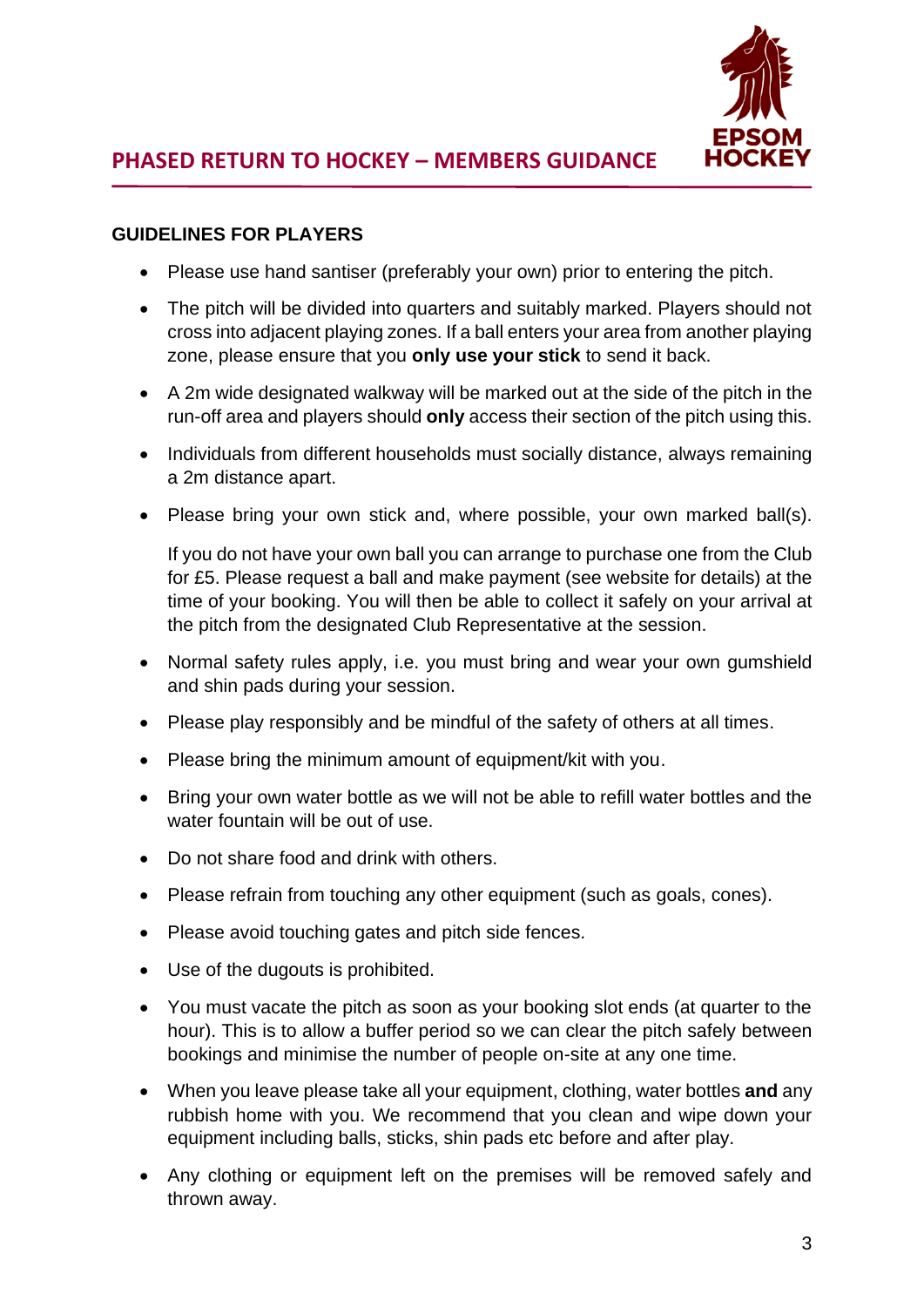# PHASED RETURN TO HOCKEY – MEMBERS GUIDANCE

## GUIDELINES FOR PLAYERS

- Please use hand santiser (preferably your own) prior to entering the pitch.
- The pitch will be divided into quarters and suitably marked. Players should not cross into adjacent playing zones. If a ball enters your area from another playing zone, please ensure that you **only use your stick** to send it back.
- A 2m wide designated walkway will be marked out at the side of the pitch in the run-off area and players should **only** access their section of the pitch using this.
- Individuals from different households must socially distance, always remaining a 2m distance apart.
- Please bring your own stick and, where possible, your own marked ball(s).

  If you do not have your own ball you can arrange to purchase one from the Club for £5. Please request a ball and make payment (see website for details) at the time of your booking. You will then be able to collect it safely on your arrival at the pitch from the designated Club Representative at the session.
- Normal safety rules apply, i.e. you must bring and wear your own gumshield and shin pads during your session.
- Please play responsibly and be mindful of the safety of others at all times.
- Please bring the minimum amount of equipment/kit with you.
- Bring your own water bottle as we will not be able to refill water bottles and the water fountain will be out of use.
- Do not share food and drink with others.
- Please refrain from touching any other equipment (such as goals, cones).
- Please avoid touching gates and pitch side fences.
- Use of the dugouts is prohibited.
- You must vacate the pitch as soon as your booking slot ends (at quarter to the hour). This is to allow a buffer period so we can clear the pitch safely between bookings and minimise the number of people on-site at any one time.
- When you leave please take all your equipment, clothing, water bottles **and** any rubbish home with you. We recommend that you clean and wipe down your equipment including balls, sticks, shin pads etc before and after play.
- Any clothing or equipment left on the premises will be removed safely and thrown away.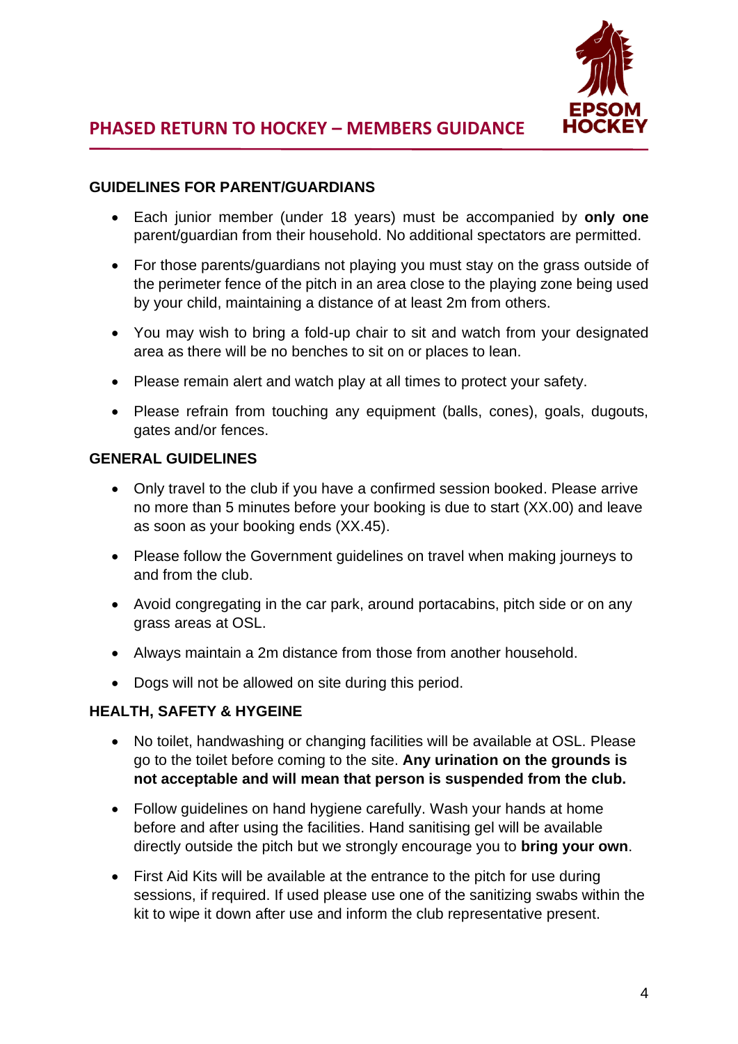## GUIDELINES FOR PARENT/GUARDIANS

- Each junior member (under 18 years) must be accompanied by **only one** parent/guardian from their household. No additional spectators are permitted.
- For those parents/guardians not playing you must stay on the grass outside of the perimeter fence of the pitch in an area close to the playing zone being used by your child, maintaining a distance of at least 2m from others.
- You may wish to bring a fold-up chair to sit and watch from your designated area as there will be no benches to sit on or places to lean.
- Please remain alert and watch play at all times to protect your safety.
- Please refrain from touching any equipment (balls, cones), goals, dugouts, gates and/or fences.

## GENERAL GUIDELINES

- Only travel to the club if you have a confirmed session booked. Please arrive no more than 5 minutes before your booking is due to start (XX.00) and leave as soon as your booking ends (XX.45).
- Please follow the Government guidelines on travel when making journeys to and from the club.
- Avoid congregating in the car park, around portacabins, pitch side or on any grass areas at OSL.
- Always maintain a 2m distance from those from another household.
- Dogs will not be allowed on site during this period.

## HEALTH, SAFETY & HYGEINE

- No toilet, handwashing or changing facilities will be available at OSL. Please go to the toilet before coming to the site. **Any urination on the grounds is not acceptable and will mean that person is suspended from the club.**
- Follow guidelines on hand hygiene carefully. Wash your hands at home before and after using the facilities. Hand sanitising gel will be available directly outside the pitch but we strongly encourage you to **bring your own**.
- First Aid Kits will be available at the entrance to the pitch for use during sessions, if required. If used please use one of the sanitizing swabs within the kit to wipe it down after use and inform the club representative present.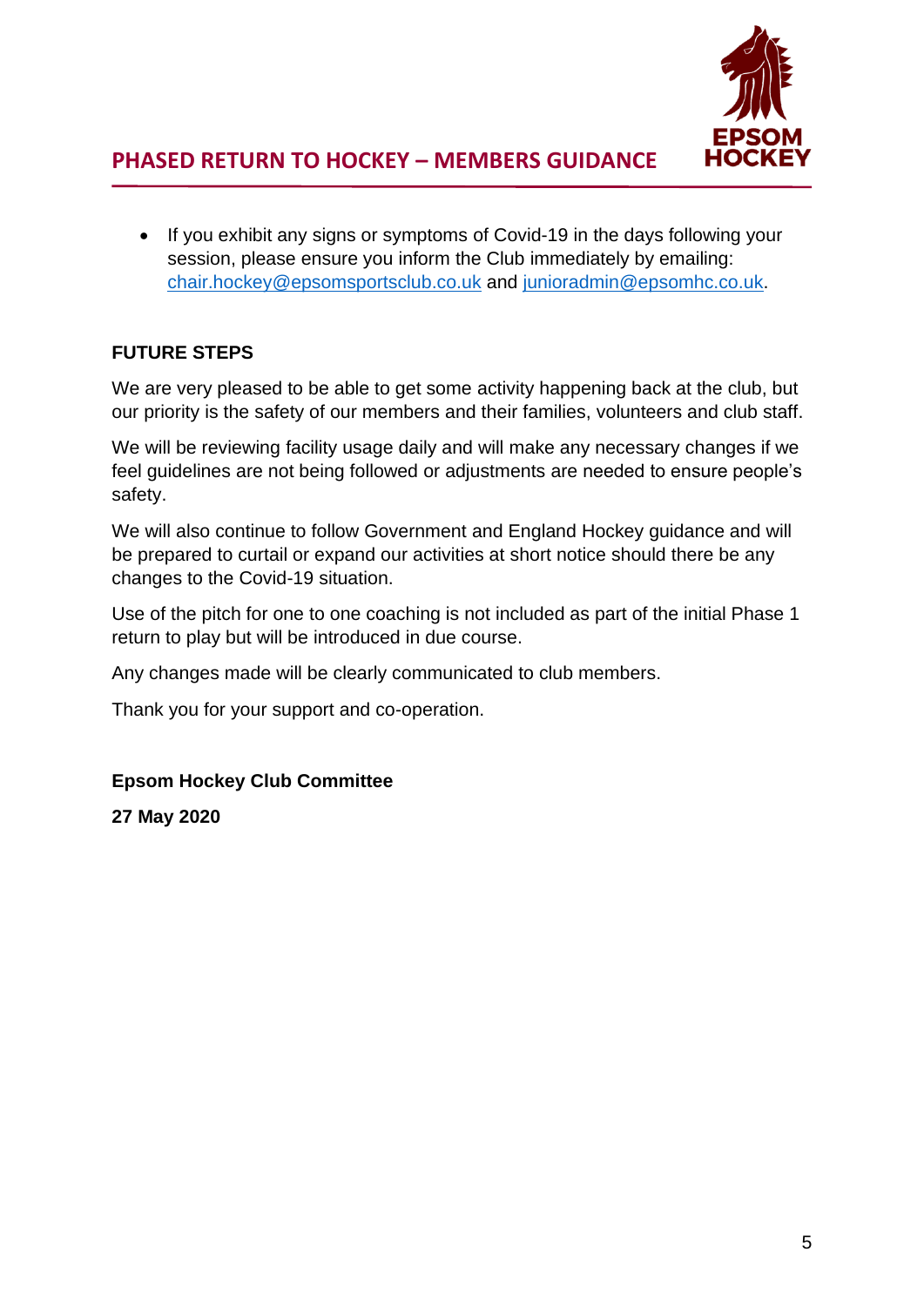- If you exhibit any signs or symptoms of Covid-19 in the days following your session, please ensure you inform the Club immediately by emailing: chair.hockey@epsomsportsclub.co.uk and junioradmin@epsomhc.co.uk.

**FUTURE STEPS**

We are very pleased to be able to get some activity happening back at the club, but our priority is the safety of our members and their families, volunteers and club staff.

We will be reviewing facility usage daily and will make any necessary changes if we feel guidelines are not being followed or adjustments are needed to ensure people's safety.

We will also continue to follow Government and England Hockey guidance and will be prepared to curtail or expand our activities at short notice should there be any changes to the Covid-19 situation.

Use of the pitch for one to one coaching is not included as part of the initial Phase 1 return to play but will be introduced in due course.

Any changes made will be clearly communicated to club members.

Thank you for your support and co-operation.

**Epsom Hockey Club Committee**

**27 May 2020**